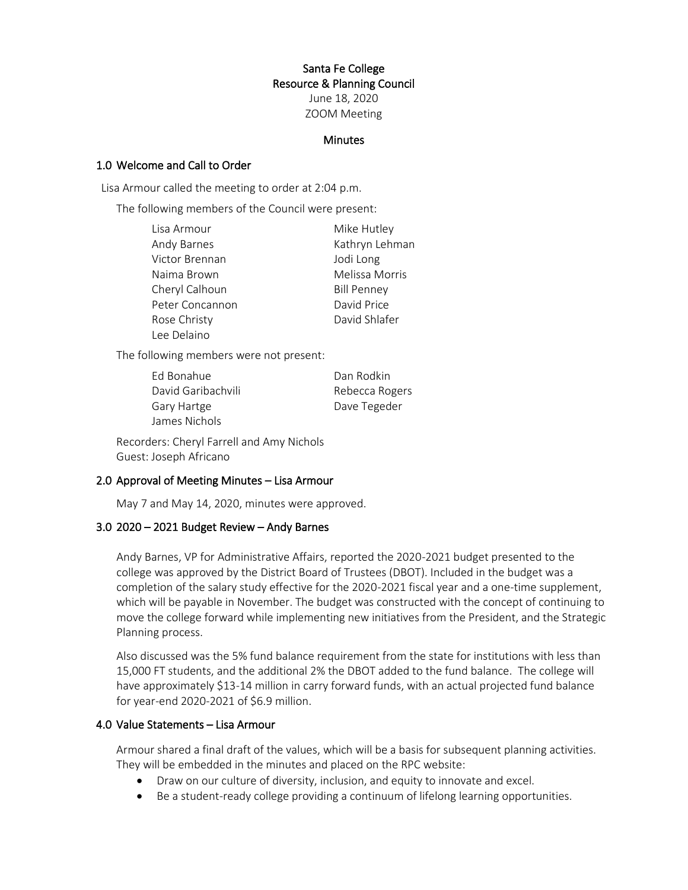# Santa Fe College
## Resource & Planning Council

June 18, 2020
ZOOM Meeting

### Minutes

### 1.0 Welcome and Call to Order

Lisa Armour called the meeting to order at 2:04 p.m.

The following members of the Council were present:

- Lisa Armour
- Andy Barnes
- Victor Brennan
- Naima Brown
- Cheryl Calhoun
- Peter Concannon
- Rose Christy
- Lee Delaino
- Mike Hutley
- Kathryn Lehman
- Jodi Long
- Melissa Morris
- Bill Penney
- David Price
- David Shlafer

The following members were not present:

- Ed Bonahue
- David Garibachvili
- Gary Hartge
- James Nichols
- Dan Rodkin
- Rebecca Rogers
- Dave Tegeder

Recorders: Cheryl Farrell and Amy Nichols
Guest: Joseph Africano

### 2.0 Approval of Meeting Minutes – Lisa Armour

May 7 and May 14, 2020, minutes were approved.

### 3.0 2020 – 2021 Budget Review – Andy Barnes

Andy Barnes, VP for Administrative Affairs, reported the 2020-2021 budget presented to the college was approved by the District Board of Trustees (DBOT). Included in the budget was a completion of the salary study effective for the 2020-2021 fiscal year and a one-time supplement, which will be payable in November. The budget was constructed with the concept of continuing to move the college forward while implementing new initiatives from the President, and the Strategic Planning process.

Also discussed was the 5% fund balance requirement from the state for institutions with less than 15,000 FT students, and the additional 2% the DBOT added to the fund balance. The college will have approximately $13-14 million in carry forward funds, with an actual projected fund balance for year-end 2020-2021 of $6.9 million.

### 4.0 Value Statements – Lisa Armour

Armour shared a final draft of the values, which will be a basis for subsequent planning activities. They will be embedded in the minutes and placed on the RPC website:

- Draw on our culture of diversity, inclusion, and equity to innovate and excel.
- Be a student-ready college providing a continuum of lifelong learning opportunities.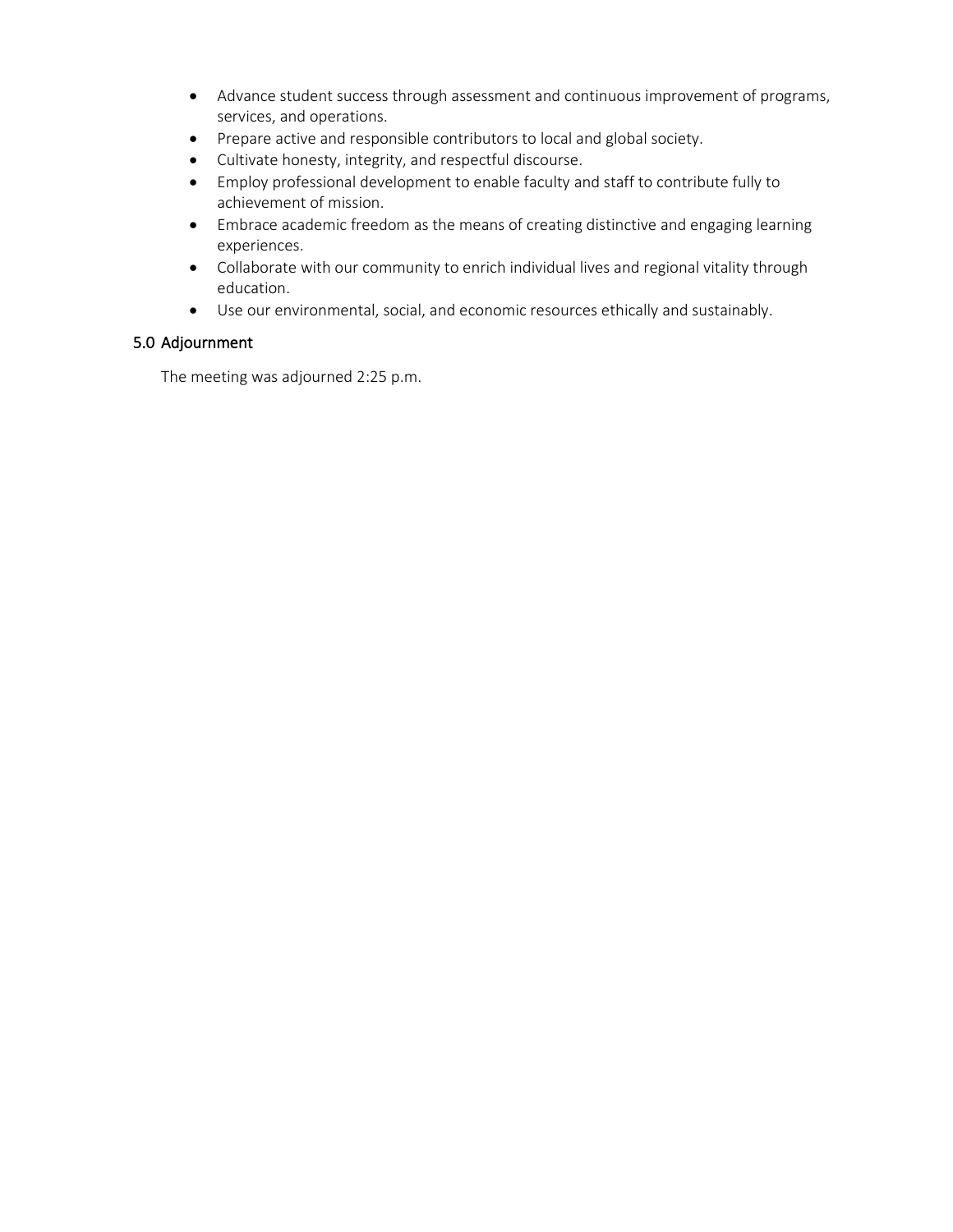- Advance student success through assessment and continuous improvement of programs, services, and operations.
- Prepare active and responsible contributors to local and global society.
- Cultivate honesty, integrity, and respectful discourse.
- Employ professional development to enable faculty and staff to contribute fully to achievement of mission.
- Embrace academic freedom as the means of creating distinctive and engaging learning experiences.
- Collaborate with our community to enrich individual lives and regional vitality through education.
- Use our environmental, social, and economic resources ethically and sustainably.

## 5.0 Adjournment

The meeting was adjourned 2:25 p.m.